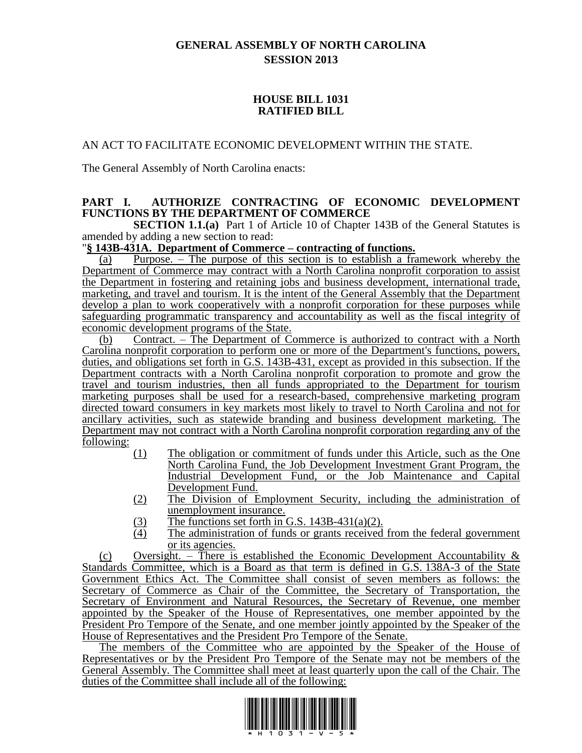# GENERAL ASSEMBLY OF NORTH CAROLINA
## SESSION 2013

## HOUSE BILL 1031
## RATIFIED BILL

AN ACT TO FACILITATE ECONOMIC DEVELOPMENT WITHIN THE STATE.

The General Assembly of North Carolina enacts:

### PART I. AUTHORIZE CONTRACTING OF ECONOMIC DEVELOPMENT FUNCTIONS BY THE DEPARTMENT OF COMMERCE

**SECTION 1.1.(a)** Part 1 of Article 10 of Chapter 143B of the General Statutes is amended by adding a new section to read:

"**§ 143B-431A. Department of Commerce – contracting of functions.**

(a) Purpose. – The purpose of this section is to establish a framework whereby the Department of Commerce may contract with a North Carolina nonprofit corporation to assist the Department in fostering and retaining jobs and business development, international trade, marketing, and travel and tourism. It is the intent of the General Assembly that the Department develop a plan to work cooperatively with a nonprofit corporation for these purposes while safeguarding programmatic transparency and accountability as well as the fiscal integrity of economic development programs of the State.

(b) Contract. – The Department of Commerce is authorized to contract with a North Carolina nonprofit corporation to perform one or more of the Department's functions, powers, duties, and obligations set forth in G.S. 143B-431, except as provided in this subsection. If the Department contracts with a North Carolina nonprofit corporation to promote and grow the travel and tourism industries, then all funds appropriated to the Department for tourism marketing purposes shall be used for a research-based, comprehensive marketing program directed toward consumers in key markets most likely to travel to North Carolina and not for ancillary activities, such as statewide branding and business development marketing. The Department may not contract with a North Carolina nonprofit corporation regarding any of the following:

(1) The obligation or commitment of funds under this Article, such as the One North Carolina Fund, the Job Development Investment Grant Program, the Industrial Development Fund, or the Job Maintenance and Capital Development Fund.

(2) The Division of Employment Security, including the administration of unemployment insurance.

(3) The functions set forth in G.S. 143B-431(a)(2).

(4) The administration of funds or grants received from the federal government or its agencies.

(c) Oversight. – There is established the Economic Development Accountability & Standards Committee, which is a Board as that term is defined in G.S. 138A-3 of the State Government Ethics Act. The Committee shall consist of seven members as follows: the Secretary of Commerce as Chair of the Committee, the Secretary of Transportation, the Secretary of Environment and Natural Resources, the Secretary of Revenue, one member appointed by the Speaker of the House of Representatives, one member appointed by the President Pro Tempore of the Senate, and one member jointly appointed by the Speaker of the House of Representatives and the President Pro Tempore of the Senate.

The members of the Committee who are appointed by the Speaker of the House of Representatives or by the President Pro Tempore of the Senate may not be members of the General Assembly. The Committee shall meet at least quarterly upon the call of the Chair. The duties of the Committee shall include all of the following: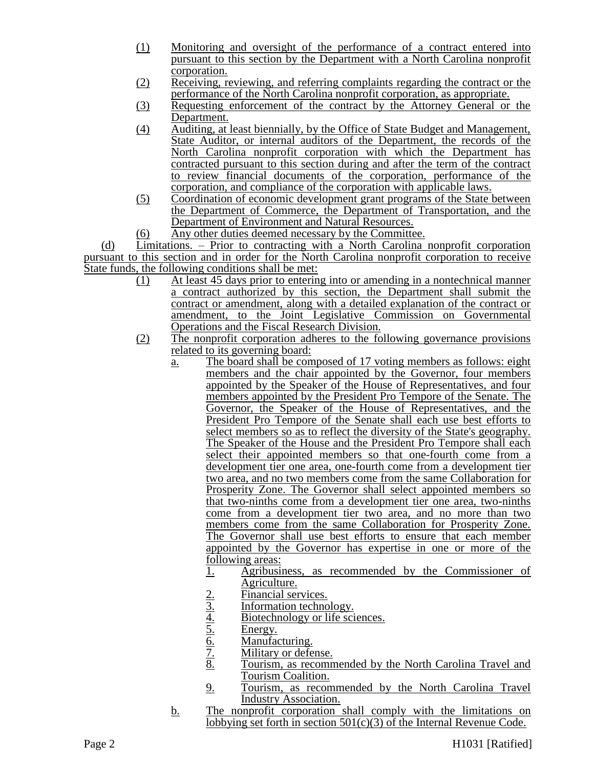(1) Monitoring and oversight of the performance of a contract entered into pursuant to this section by the Department with a North Carolina nonprofit corporation.

(2) Receiving, reviewing, and referring complaints regarding the contract or the performance of the North Carolina nonprofit corporation, as appropriate.

(3) Requesting enforcement of the contract by the Attorney General or the Department.

(4) Auditing, at least biennially, by the Office of State Budget and Management, State Auditor, or internal auditors of the Department, the records of the North Carolina nonprofit corporation with which the Department has contracted pursuant to this section during and after the term of the contract to review financial documents of the corporation, performance of the corporation, and compliance of the corporation with applicable laws.

(5) Coordination of economic development grant programs of the State between the Department of Commerce, the Department of Transportation, and the Department of Environment and Natural Resources.

(6) Any other duties deemed necessary by the Committee.

(d) Limitations. – Prior to contracting with a North Carolina nonprofit corporation pursuant to this section and in order for the North Carolina nonprofit corporation to receive State funds, the following conditions shall be met:

(1) At least 45 days prior to entering into or amending in a nontechnical manner a contract authorized by this section, the Department shall submit the contract or amendment, along with a detailed explanation of the contract or amendment, to the Joint Legislative Commission on Governmental Operations and the Fiscal Research Division.

(2) The nonprofit corporation adheres to the following governance provisions related to its governing board:

a. The board shall be composed of 17 voting members as follows: eight members and the chair appointed by the Governor, four members appointed by the Speaker of the House of Representatives, and four members appointed by the President Pro Tempore of the Senate. The Governor, the Speaker of the House of Representatives, and the President Pro Tempore of the Senate shall each use best efforts to select members so as to reflect the diversity of the State's geography. The Speaker of the House and the President Pro Tempore shall each select their appointed members so that one-fourth come from a development tier one area, one-fourth come from a development tier two area, and no two members come from the same Collaboration for Prosperity Zone. The Governor shall select appointed members so that two-ninths come from a development tier one area, two-ninths come from a development tier two area, and no more than two members come from the same Collaboration for Prosperity Zone. The Governor shall use best efforts to ensure that each member appointed by the Governor has expertise in one or more of the following areas:

1. Agribusiness, as recommended by the Commissioner of Agriculture.
2. Financial services.
3. Information technology.
4. Biotechnology or life sciences.
5. Energy.
6. Manufacturing.
7. Military or defense.
8. Tourism, as recommended by the North Carolina Travel and Tourism Coalition.
9. Tourism, as recommended by the North Carolina Travel Industry Association.

b. The nonprofit corporation shall comply with the limitations on lobbying set forth in section 501(c)(3) of the Internal Revenue Code.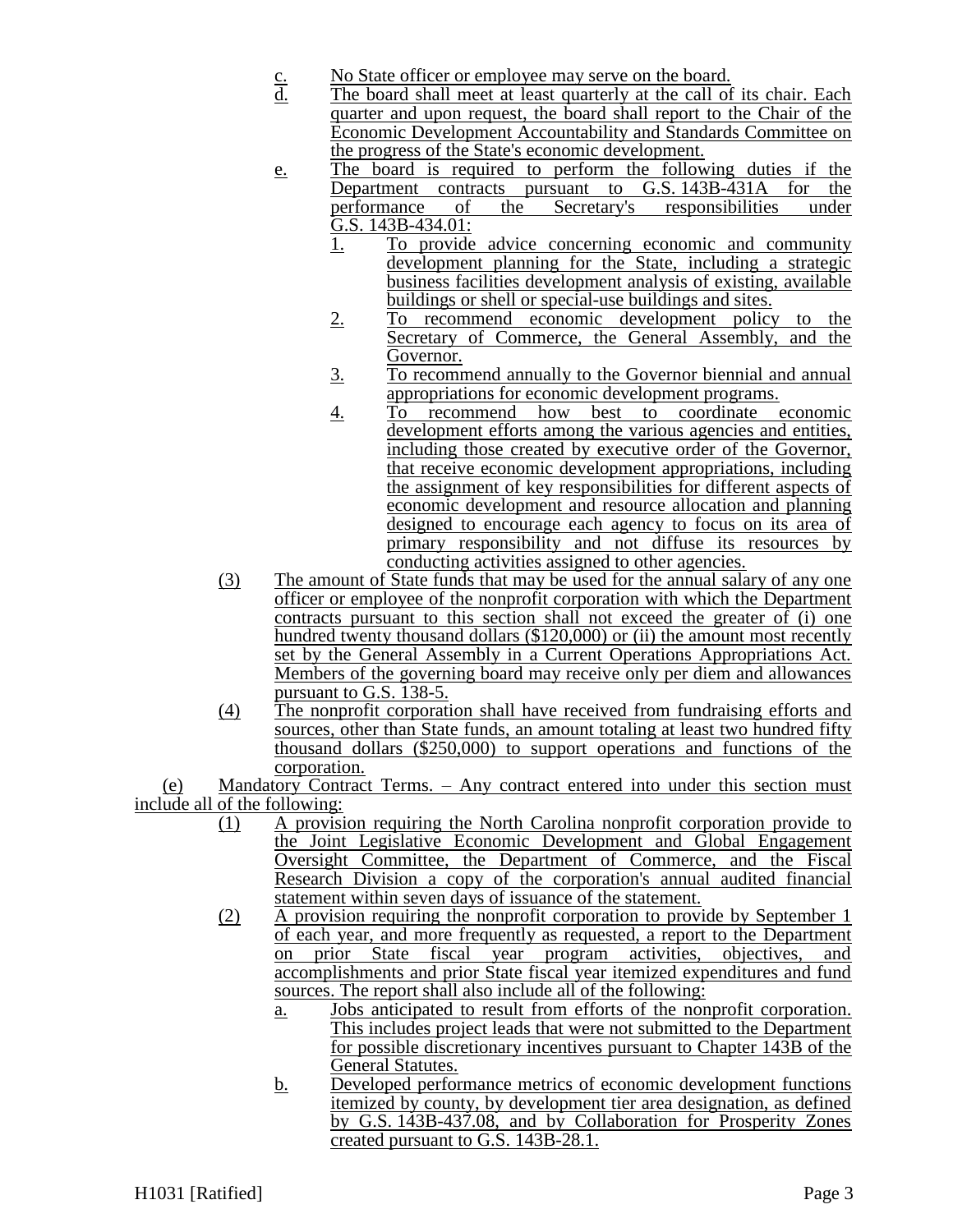c. No State officer or employee may serve on the board.

d. The board shall meet at least quarterly at the call of its chair. Each quarter and upon request, the board shall report to the Chair of the Economic Development Accountability and Standards Committee on the progress of the State's economic development.

e. The board is required to perform the following duties if the Department contracts pursuant to G.S. 143B-431A for the performance of the Secretary's responsibilities under G.S. 143B-434.01:

1. To provide advice concerning economic and community development planning for the State, including a strategic business facilities development analysis of existing, available buildings or shell or special-use buildings and sites.
2. To recommend economic development policy to the Secretary of Commerce, the General Assembly, and the Governor.
3. To recommend annually to the Governor biennial and annual appropriations for economic development programs.
4. To recommend how best to coordinate economic development efforts among the various agencies and entities, including those created by executive order of the Governor, that receive economic development appropriations, including the assignment of key responsibilities for different aspects of economic development and resource allocation and planning designed to encourage each agency to focus on its area of primary responsibility and not diffuse its resources by conducting activities assigned to other agencies.

(3) The amount of State funds that may be used for the annual salary of any one officer or employee of the nonprofit corporation with which the Department contracts pursuant to this section shall not exceed the greater of (i) one hundred twenty thousand dollars ($120,000) or (ii) the amount most recently set by the General Assembly in a Current Operations Appropriations Act. Members of the governing board may receive only per diem and allowances pursuant to G.S. 138-5.

(4) The nonprofit corporation shall have received from fundraising efforts and sources, other than State funds, an amount totaling at least two hundred fifty thousand dollars ($250,000) to support operations and functions of the corporation.

(e) Mandatory Contract Terms. – Any contract entered into under this section must include all of the following:

(1) A provision requiring the North Carolina nonprofit corporation provide to the Joint Legislative Economic Development and Global Engagement Oversight Committee, the Department of Commerce, and the Fiscal Research Division a copy of the corporation's annual audited financial statement within seven days of issuance of the statement.

(2) A provision requiring the nonprofit corporation to provide by September 1 of each year, and more frequently as requested, a report to the Department on prior State fiscal year program activities, objectives, and accomplishments and prior State fiscal year itemized expenditures and fund sources. The report shall also include all of the following:

a. Jobs anticipated to result from efforts of the nonprofit corporation. This includes project leads that were not submitted to the Department for possible discretionary incentives pursuant to Chapter 143B of the General Statutes.

b. Developed performance metrics of economic development functions itemized by county, by development tier area designation, as defined by G.S. 143B-437.08, and by Collaboration for Prosperity Zones created pursuant to G.S. 143B-28.1.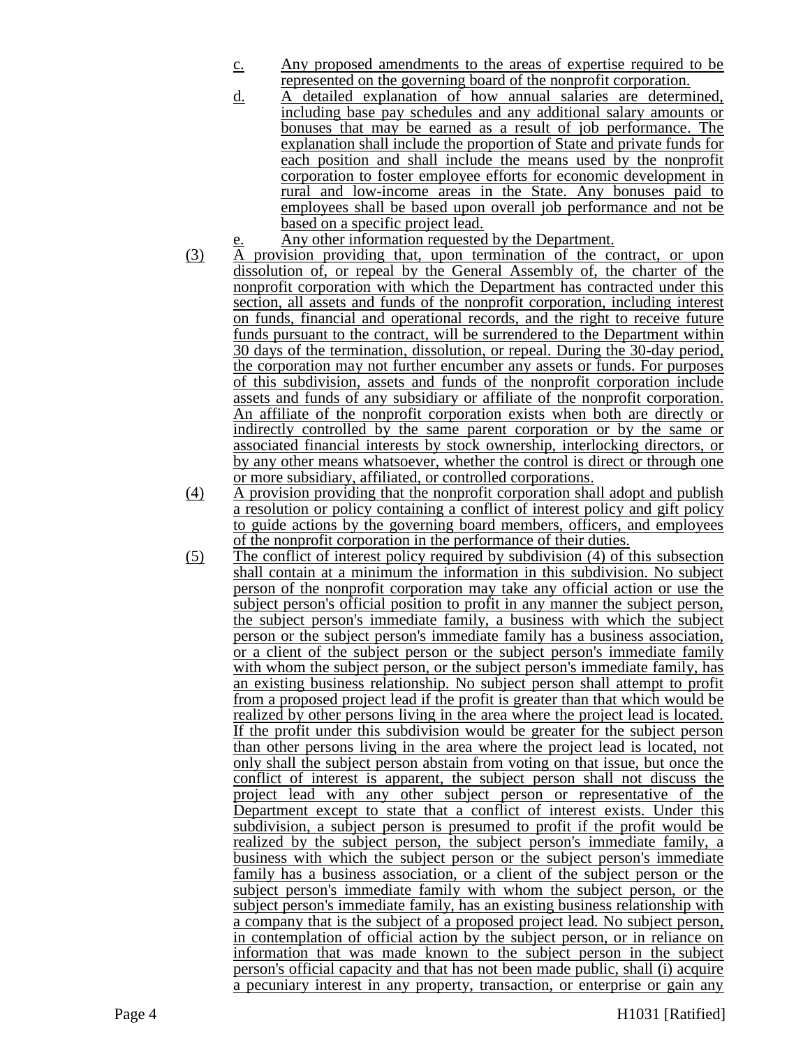c. Any proposed amendments to the areas of expertise required to be represented on the governing board of the nonprofit corporation.

d. A detailed explanation of how annual salaries are determined, including base pay schedules and any additional salary amounts or bonuses that may be earned as a result of job performance. The explanation shall include the proportion of State and private funds for each position and shall include the means used by the nonprofit corporation to foster employee efforts for economic development in rural and low-income areas in the State. Any bonuses paid to employees shall be based upon overall job performance and not be based on a specific project lead.

e. Any other information requested by the Department.

(3) A provision providing that, upon termination of the contract, or upon dissolution of, or repeal by the General Assembly of, the charter of the nonprofit corporation with which the Department has contracted under this section, all assets and funds of the nonprofit corporation, including interest on funds, financial and operational records, and the right to receive future funds pursuant to the contract, will be surrendered to the Department within 30 days of the termination, dissolution, or repeal. During the 30-day period, the corporation may not further encumber any assets or funds. For purposes of this subdivision, assets and funds of the nonprofit corporation include assets and funds of any subsidiary or affiliate of the nonprofit corporation. An affiliate of the nonprofit corporation exists when both are directly or indirectly controlled by the same parent corporation or by the same or associated financial interests by stock ownership, interlocking directors, or by any other means whatsoever, whether the control is direct or through one or more subsidiary, affiliated, or controlled corporations.

(4) A provision providing that the nonprofit corporation shall adopt and publish a resolution or policy containing a conflict of interest policy and gift policy to guide actions by the governing board members, officers, and employees of the nonprofit corporation in the performance of their duties.

(5) The conflict of interest policy required by subdivision (4) of this subsection shall contain at a minimum the information in this subdivision. No subject person of the nonprofit corporation may take any official action or use the subject person's official position to profit in any manner the subject person, the subject person's immediate family, a business with which the subject person or the subject person's immediate family has a business association, or a client of the subject person or the subject person's immediate family with whom the subject person, or the subject person's immediate family, has an existing business relationship. No subject person shall attempt to profit from a proposed project lead if the profit is greater than that which would be realized by other persons living in the area where the project lead is located. If the profit under this subdivision would be greater for the subject person than other persons living in the area where the project lead is located, not only shall the subject person abstain from voting on that issue, but once the conflict of interest is apparent, the subject person shall not discuss the project lead with any other subject person or representative of the Department except to state that a conflict of interest exists. Under this subdivision, a subject person is presumed to profit if the profit would be realized by the subject person, the subject person's immediate family, a business with which the subject person or the subject person's immediate family has a business association, or a client of the subject person or the subject person's immediate family with whom the subject person, or the subject person's immediate family, has an existing business relationship with a company that is the subject of a proposed project lead. No subject person, in contemplation of official action by the subject person, or in reliance on information that was made known to the subject person in the subject person's official capacity and that has not been made public, shall (i) acquire a pecuniary interest in any property, transaction, or enterprise or gain any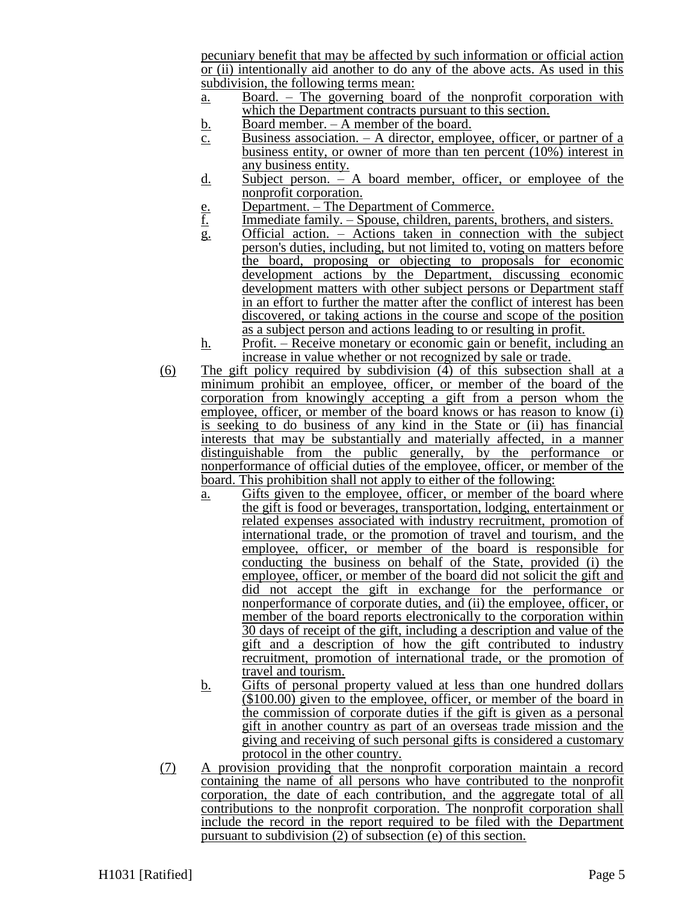pecuniary benefit that may be affected by such information or official action or (ii) intentionally aid another to do any of the above acts. As used in this subdivision, the following terms mean:

a. Board. – The governing board of the nonprofit corporation with which the Department contracts pursuant to this section.
b. Board member. – A member of the board.
c. Business association. – A director, employee, officer, or partner of a business entity, or owner of more than ten percent (10%) interest in any business entity.
d. Subject person. – A board member, officer, or employee of the nonprofit corporation.
e. Department. – The Department of Commerce.
f. Immediate family. – Spouse, children, parents, brothers, and sisters.
g. Official action. – Actions taken in connection with the subject person's duties, including, but not limited to, voting on matters before the board, proposing or objecting to proposals for economic development actions by the Department, discussing economic development matters with other subject persons or Department staff in an effort to further the matter after the conflict of interest has been discovered, or taking actions in the course and scope of the position as a subject person and actions leading to or resulting in profit.
h. Profit. – Receive monetary or economic gain or benefit, including an increase in value whether or not recognized by sale or trade.

(6) The gift policy required by subdivision (4) of this subsection shall at a minimum prohibit an employee, officer, or member of the board of the corporation from knowingly accepting a gift from a person whom the employee, officer, or member of the board knows or has reason to know (i) is seeking to do business of any kind in the State or (ii) has financial interests that may be substantially and materially affected, in a manner distinguishable from the public generally, by the performance or nonperformance of official duties of the employee, officer, or member of the board. This prohibition shall not apply to either of the following:

a. Gifts given to the employee, officer, or member of the board where the gift is food or beverages, transportation, lodging, entertainment or related expenses associated with industry recruitment, promotion of international trade, or the promotion of travel and tourism, and the employee, officer, or member of the board is responsible for conducting the business on behalf of the State, provided (i) the employee, officer, or member of the board did not solicit the gift and did not accept the gift in exchange for the performance or nonperformance of corporate duties, and (ii) the employee, officer, or member of the board reports electronically to the corporation within 30 days of receipt of the gift, including a description and value of the gift and a description of how the gift contributed to industry recruitment, promotion of international trade, or the promotion of travel and tourism.
b. Gifts of personal property valued at less than one hundred dollars ($100.00) given to the employee, officer, or member of the board in the commission of corporate duties if the gift is given as a personal gift in another country as part of an overseas trade mission and the giving and receiving of such personal gifts is considered a customary protocol in the other country.

(7) A provision providing that the nonprofit corporation maintain a record containing the name of all persons who have contributed to the nonprofit corporation, the date of each contribution, and the aggregate total of all contributions to the nonprofit corporation. The nonprofit corporation shall include the record in the report required to be filed with the Department pursuant to subdivision (2) of subsection (e) of this section.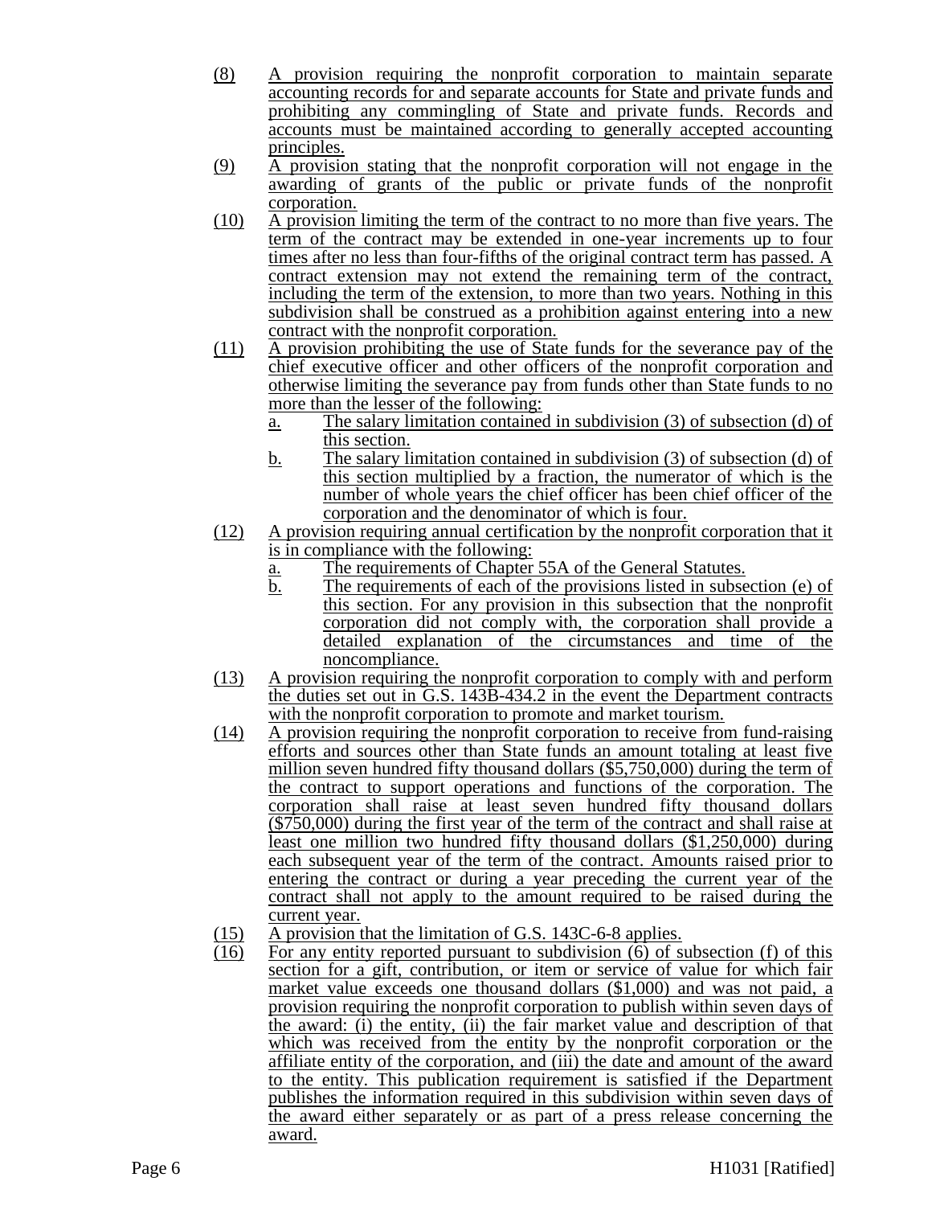(8) A provision requiring the nonprofit corporation to maintain separate accounting records for and separate accounts for State and private funds and prohibiting any commingling of State and private funds. Records and accounts must be maintained according to generally accepted accounting principles.

(9) A provision stating that the nonprofit corporation will not engage in the awarding of grants of the public or private funds of the nonprofit corporation.

(10) A provision limiting the term of the contract to no more than five years. The term of the contract may be extended in one-year increments up to four times after no less than four-fifths of the original contract term has passed. A contract extension may not extend the remaining term of the contract, including the term of the extension, to more than two years. Nothing in this subdivision shall be construed as a prohibition against entering into a new contract with the nonprofit corporation.

(11) A provision prohibiting the use of State funds for the severance pay of the chief executive officer and other officers of the nonprofit corporation and otherwise limiting the severance pay from funds other than State funds to no more than the lesser of the following:

   a. The salary limitation contained in subdivision (3) of subsection (d) of this section.

   b. The salary limitation contained in subdivision (3) of subsection (d) of this section multiplied by a fraction, the numerator of which is the number of whole years the chief officer has been chief officer of the corporation and the denominator of which is four.

(12) A provision requiring annual certification by the nonprofit corporation that it is in compliance with the following:

   a. The requirements of Chapter 55A of the General Statutes.

   b. The requirements of each of the provisions listed in subsection (e) of this section. For any provision in this subsection that the nonprofit corporation did not comply with, the corporation shall provide a detailed explanation of the circumstances and time of the noncompliance.

(13) A provision requiring the nonprofit corporation to comply with and perform the duties set out in G.S. 143B-434.2 in the event the Department contracts with the nonprofit corporation to promote and market tourism.

(14) A provision requiring the nonprofit corporation to receive from fund-raising efforts and sources other than State funds an amount totaling at least five million seven hundred fifty thousand dollars ($5,750,000) during the term of the contract to support operations and functions of the corporation. The corporation shall raise at least seven hundred fifty thousand dollars ($750,000) during the first year of the term of the contract and shall raise at least one million two hundred fifty thousand dollars ($1,250,000) during each subsequent year of the term of the contract. Amounts raised prior to entering the contract or during a year preceding the current year of the contract shall not apply to the amount required to be raised during the current year.

(15) A provision that the limitation of G.S. 143C-6-8 applies.

(16) For any entity reported pursuant to subdivision (6) of subsection (f) of this section for a gift, contribution, or item or service of value for which fair market value exceeds one thousand dollars ($1,000) and was not paid, a provision requiring the nonprofit corporation to publish within seven days of the award: (i) the entity, (ii) the fair market value and description of that which was received from the entity by the nonprofit corporation or the affiliate entity of the corporation, and (iii) the date and amount of the award to the entity. This publication requirement is satisfied if the Department publishes the information required in this subdivision within seven days of the award either separately or as part of a press release concerning the award.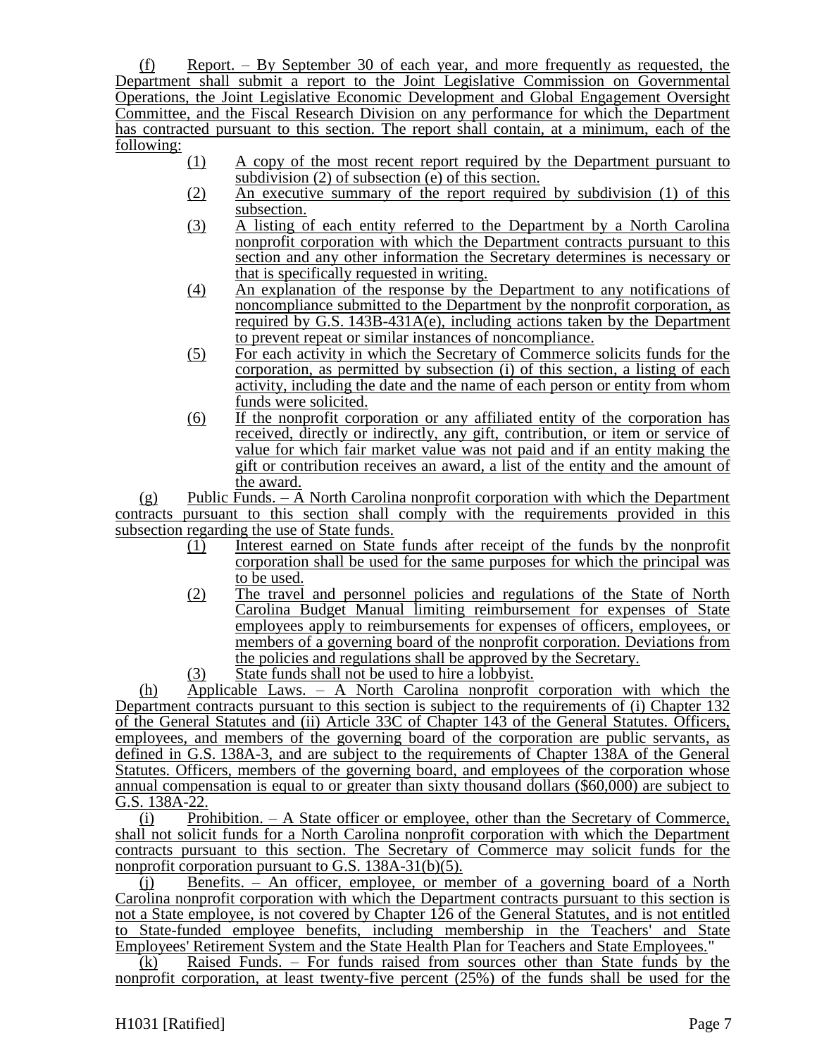(f) Report. – By September 30 of each year, and more frequently as requested, the Department shall submit a report to the Joint Legislative Commission on Governmental Operations, the Joint Legislative Economic Development and Global Engagement Oversight Committee, and the Fiscal Research Division on any performance for which the Department has contracted pursuant to this section. The report shall contain, at a minimum, each of the following:

(1) A copy of the most recent report required by the Department pursuant to subdivision (2) of subsection (e) of this section.

(2) An executive summary of the report required by subdivision (1) of this subsection.

(3) A listing of each entity referred to the Department by a North Carolina nonprofit corporation with which the Department contracts pursuant to this section and any other information the Secretary determines is necessary or that is specifically requested in writing.

(4) An explanation of the response by the Department to any notifications of noncompliance submitted to the Department by the nonprofit corporation, as required by G.S. 143B-431A(e), including actions taken by the Department to prevent repeat or similar instances of noncompliance.

(5) For each activity in which the Secretary of Commerce solicits funds for the corporation, as permitted by subsection (i) of this section, a listing of each activity, including the date and the name of each person or entity from whom funds were solicited.

(6) If the nonprofit corporation or any affiliated entity of the corporation has received, directly or indirectly, any gift, contribution, or item or service of value for which fair market value was not paid and if an entity making the gift or contribution receives an award, a list of the entity and the amount of the award.

(g) Public Funds. – A North Carolina nonprofit corporation with which the Department contracts pursuant to this section shall comply with the requirements provided in this subsection regarding the use of State funds.

(1) Interest earned on State funds after receipt of the funds by the nonprofit corporation shall be used for the same purposes for which the principal was to be used.

(2) The travel and personnel policies and regulations of the State of North Carolina Budget Manual limiting reimbursement for expenses of State employees apply to reimbursements for expenses of officers, employees, or members of a governing board of the nonprofit corporation. Deviations from the policies and regulations shall be approved by the Secretary.

(3) State funds shall not be used to hire a lobbyist.

(h) Applicable Laws. – A North Carolina nonprofit corporation with which the Department contracts pursuant to this section is subject to the requirements of (i) Chapter 132 of the General Statutes and (ii) Article 33C of Chapter 143 of the General Statutes. Officers, employees, and members of the governing board of the corporation are public servants, as defined in G.S. 138A-3, and are subject to the requirements of Chapter 138A of the General Statutes. Officers, members of the governing board, and employees of the corporation whose annual compensation is equal to or greater than sixty thousand dollars ($60,000) are subject to G.S. 138A-22.

(i) Prohibition. – A State officer or employee, other than the Secretary of Commerce, shall not solicit funds for a North Carolina nonprofit corporation with which the Department contracts pursuant to this section. The Secretary of Commerce may solicit funds for the nonprofit corporation pursuant to G.S. 138A-31(b)(5).

(j) Benefits. – An officer, employee, or member of a governing board of a North Carolina nonprofit corporation with which the Department contracts pursuant to this section is not a State employee, is not covered by Chapter 126 of the General Statutes, and is not entitled to State-funded employee benefits, including membership in the Teachers' and State Employees' Retirement System and the State Health Plan for Teachers and State Employees."

(k) Raised Funds. – For funds raised from sources other than State funds by the nonprofit corporation, at least twenty-five percent (25%) of the funds shall be used for the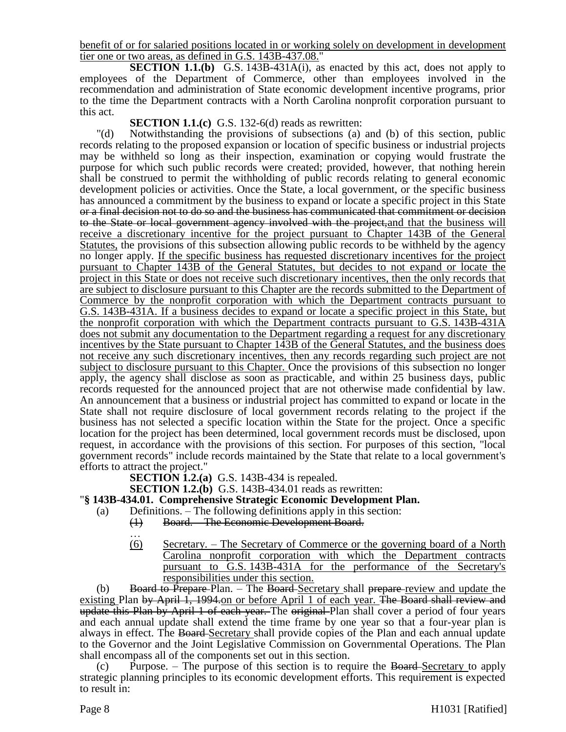benefit of or for salaried positions located in or working solely on development in development tier one or two areas, as defined in G.S. 143B-437.08."

**SECTION 1.1.(b)** G.S. 143B-431A(i), as enacted by this act, does not apply to employees of the Department of Commerce, other than employees involved in the recommendation and administration of State economic development incentive programs, prior to the time the Department contracts with a North Carolina nonprofit corporation pursuant to this act.

**SECTION 1.1.(c)** G.S. 132-6(d) reads as rewritten:

"(d) Notwithstanding the provisions of subsections (a) and (b) of this section, public records relating to the proposed expansion or location of specific business or industrial projects may be withheld so long as their inspection, examination or copying would frustrate the purpose for which such public records were created; provided, however, that nothing herein shall be construed to permit the withholding of public records relating to general economic development policies or activities. Once the State, a local government, or the specific business has announced a commitment by the business to expand or locate a specific project in this State ~~or a final decision not to do so and the business has communicated that commitment or decision to the State or local government agency involved with the project,~~and that the business will receive a discretionary incentive for the project pursuant to Chapter 143B of the General Statutes, the provisions of this subsection allowing public records to be withheld by the agency no longer apply. If the specific business has requested discretionary incentives for the project pursuant to Chapter 143B of the General Statutes, but decides to not expand or locate the project in this State or does not receive such discretionary incentives, then the only records that are subject to disclosure pursuant to this Chapter are the records submitted to the Department of Commerce by the nonprofit corporation with which the Department contracts pursuant to G.S. 143B-431A. If a business decides to expand or locate a specific project in this State, but the nonprofit corporation with which the Department contracts pursuant to G.S. 143B-431A does not submit any documentation to the Department regarding a request for any discretionary incentives by the State pursuant to Chapter 143B of the General Statutes, and the business does not receive any such discretionary incentives, then any records regarding such project are not subject to disclosure pursuant to this Chapter. Once the provisions of this subsection no longer apply, the agency shall disclose as soon as practicable, and within 25 business days, public records requested for the announced project that are not otherwise made confidential by law. An announcement that a business or industrial project has committed to expand or locate in the State shall not require disclosure of local government records relating to the project if the business has not selected a specific location within the State for the project. Once a specific location for the project has been determined, local government records must be disclosed, upon request, in accordance with the provisions of this section. For purposes of this section, "local government records" include records maintained by the State that relate to a local government's efforts to attract the project."

**SECTION 1.2.(a)** G.S. 143B-434 is repealed.

**SECTION 1.2.(b)** G.S. 143B-434.01 reads as rewritten:

"**§ 143B-434.01. Comprehensive Strategic Economic Development Plan.**

(a) Definitions. – The following definitions apply in this section:

~~(1) Board. – The Economic Development Board.~~

…

(6) Secretary. – The Secretary of Commerce or the governing board of a North Carolina nonprofit corporation with which the Department contracts pursuant to G.S. 143B-431A for the performance of the Secretary's responsibilities under this section.

(b) ~~Board to Prepare~~ Plan. – The ~~Board~~ Secretary shall ~~prepare~~ review and update the existing Plan ~~by April 1, 1994.~~on or before April 1 of each year. ~~The Board shall review and update this Plan by April 1 of each year.~~ The ~~original~~ Plan shall cover a period of four years and each annual update shall extend the time frame by one year so that a four-year plan is always in effect. The ~~Board~~ Secretary shall provide copies of the Plan and each annual update to the Governor and the Joint Legislative Commission on Governmental Operations. The Plan shall encompass all of the components set out in this section.

(c) Purpose. – The purpose of this section is to require the ~~Board~~ Secretary to apply strategic planning principles to its economic development efforts. This requirement is expected to result in: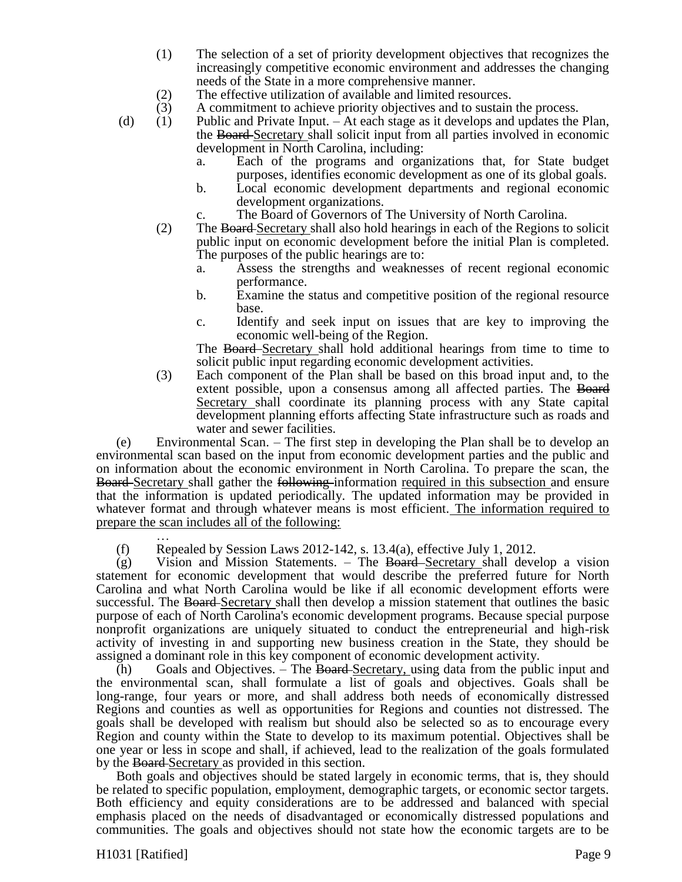(1) The selection of a set of priority development objectives that recognizes the increasingly competitive economic environment and addresses the changing needs of the State in a more comprehensive manner.

(2) The effective utilization of available and limited resources.

(3) A commitment to achieve priority objectives and to sustain the process.

(d) (1) Public and Private Input. – At each stage as it develops and updates the Plan, the ~~Board~~ Secretary shall solicit input from all parties involved in economic development in North Carolina, including:

a. Each of the programs and organizations that, for State budget purposes, identifies economic development as one of its global goals.

b. Local economic development departments and regional economic development organizations.

c. The Board of Governors of The University of North Carolina.

(2) The ~~Board~~ Secretary shall also hold hearings in each of the Regions to solicit public input on economic development before the initial Plan is completed. The purposes of the public hearings are to:

a. Assess the strengths and weaknesses of recent regional economic performance.

b. Examine the status and competitive position of the regional resource base.

c. Identify and seek input on issues that are key to improving the economic well-being of the Region.

The ~~Board~~ Secretary shall hold additional hearings from time to time to solicit public input regarding economic development activities.

(3) Each component of the Plan shall be based on this broad input and, to the extent possible, upon a consensus among all affected parties. The ~~Board~~ Secretary shall coordinate its planning process with any State capital development planning efforts affecting State infrastructure such as roads and water and sewer facilities.

(e) Environmental Scan. – The first step in developing the Plan shall be to develop an environmental scan based on the input from economic development parties and the public and on information about the economic environment in North Carolina. To prepare the scan, the ~~Board~~ Secretary shall gather the ~~following~~ information required in this subsection and ensure that the information is updated periodically. The updated information may be provided in whatever format and through whatever means is most efficient. The information required to prepare the scan includes all of the following:

…

(f) Repealed by Session Laws 2012-142, s. 13.4(a), effective July 1, 2012.

(g) Vision and Mission Statements. – The ~~Board~~ Secretary shall develop a vision statement for economic development that would describe the preferred future for North Carolina and what North Carolina would be like if all economic development efforts were successful. The ~~Board~~ Secretary shall then develop a mission statement that outlines the basic purpose of each of North Carolina's economic development programs. Because special purpose nonprofit organizations are uniquely situated to conduct the entrepreneurial and high-risk activity of investing in and supporting new business creation in the State, they should be assigned a dominant role in this key component of economic development activity.

(h) Goals and Objectives. – The ~~Board~~ Secretary, using data from the public input and the environmental scan, shall formulate a list of goals and objectives. Goals shall be long-range, four years or more, and shall address both needs of economically distressed Regions and counties as well as opportunities for Regions and counties not distressed. The goals shall be developed with realism but should also be selected so as to encourage every Region and county within the State to develop to its maximum potential. Objectives shall be one year or less in scope and shall, if achieved, lead to the realization of the goals formulated by the ~~Board~~ Secretary as provided in this section.

Both goals and objectives should be stated largely in economic terms, that is, they should be related to specific population, employment, demographic targets, or economic sector targets. Both efficiency and equity considerations are to be addressed and balanced with special emphasis placed on the needs of disadvantaged or economically distressed populations and communities. The goals and objectives should not state how the economic targets are to be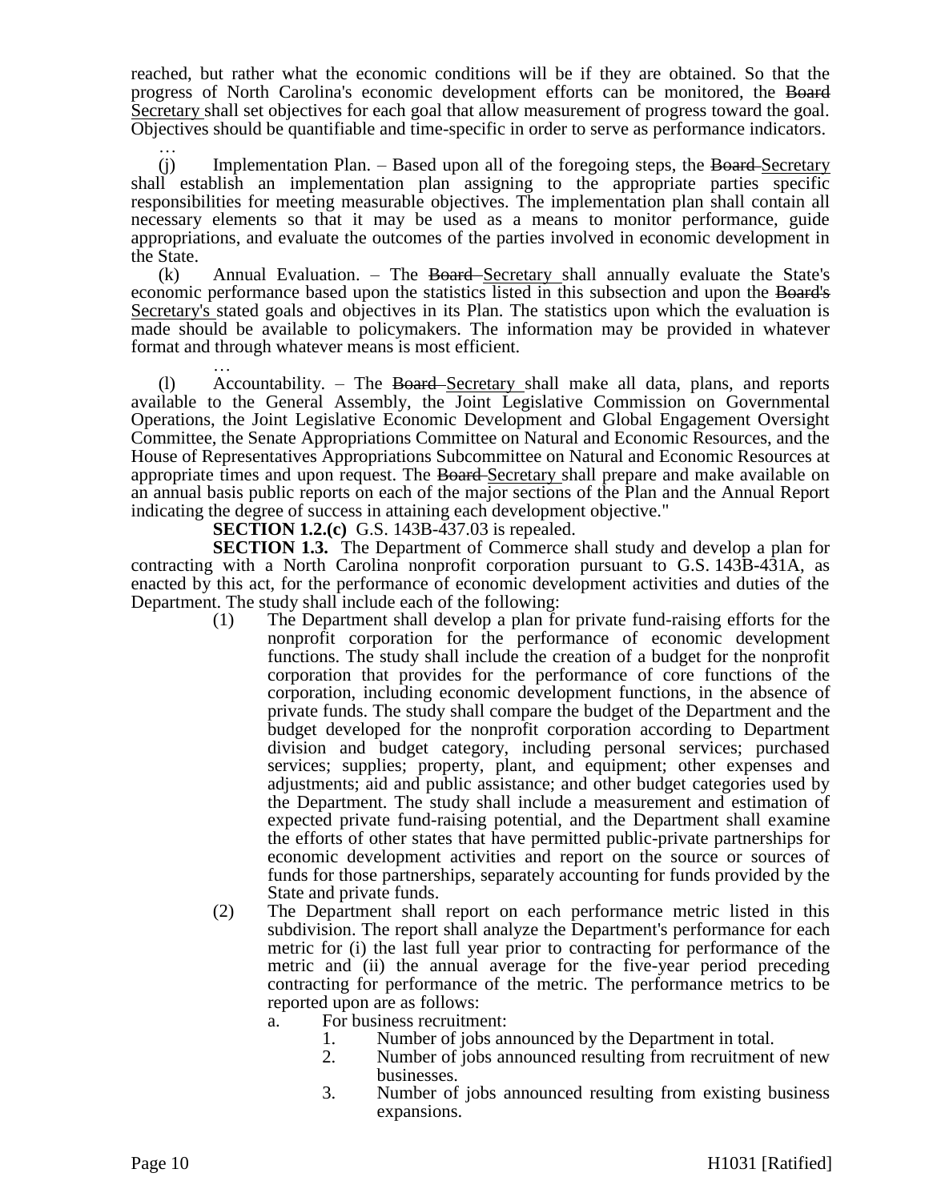reached, but rather what the economic conditions will be if they are obtained. So that the progress of North Carolina's economic development efforts can be monitored, the ~~Board~~ Secretary shall set objectives for each goal that allow measurement of progress toward the goal. Objectives should be quantifiable and time-specific in order to serve as performance indicators.

…

(j) Implementation Plan. – Based upon all of the foregoing steps, the ~~Board~~ Secretary shall establish an implementation plan assigning to the appropriate parties specific responsibilities for meeting measurable objectives. The implementation plan shall contain all necessary elements so that it may be used as a means to monitor performance, guide appropriations, and evaluate the outcomes of the parties involved in economic development in the State.

(k) Annual Evaluation. – The ~~Board~~ Secretary shall annually evaluate the State's economic performance based upon the statistics listed in this subsection and upon the ~~Board's~~ Secretary's stated goals and objectives in its Plan. The statistics upon which the evaluation is made should be available to policymakers. The information may be provided in whatever format and through whatever means is most efficient.

…

(l) Accountability. – The ~~Board~~ Secretary shall make all data, plans, and reports available to the General Assembly, the Joint Legislative Commission on Governmental Operations, the Joint Legislative Economic Development and Global Engagement Oversight Committee, the Senate Appropriations Committee on Natural and Economic Resources, and the House of Representatives Appropriations Subcommittee on Natural and Economic Resources at appropriate times and upon request. The ~~Board~~ Secretary shall prepare and make available on an annual basis public reports on each of the major sections of the Plan and the Annual Report indicating the degree of success in attaining each development objective."

**SECTION 1.2.(c)** G.S. 143B-437.03 is repealed.

**SECTION 1.3.** The Department of Commerce shall study and develop a plan for contracting with a North Carolina nonprofit corporation pursuant to G.S. 143B-431A, as enacted by this act, for the performance of economic development activities and duties of the Department. The study shall include each of the following:

(1) The Department shall develop a plan for private fund-raising efforts for the nonprofit corporation for the performance of economic development functions. The study shall include the creation of a budget for the nonprofit corporation that provides for the performance of core functions of the corporation, including economic development functions, in the absence of private funds. The study shall compare the budget of the Department and the budget developed for the nonprofit corporation according to Department division and budget category, including personal services; purchased services; supplies; property, plant, and equipment; other expenses and adjustments; aid and public assistance; and other budget categories used by the Department. The study shall include a measurement and estimation of expected private fund-raising potential, and the Department shall examine the efforts of other states that have permitted public-private partnerships for economic development activities and report on the source or sources of funds for those partnerships, separately accounting for funds provided by the State and private funds.

(2) The Department shall report on each performance metric listed in this subdivision. The report shall analyze the Department's performance for each metric for (i) the last full year prior to contracting for performance of the metric and (ii) the annual average for the five-year period preceding contracting for performance of the metric. The performance metrics to be reported upon are as follows:

a. For business recruitment:

1. Number of jobs announced by the Department in total.
2. Number of jobs announced resulting from recruitment of new businesses.
3. Number of jobs announced resulting from existing business expansions.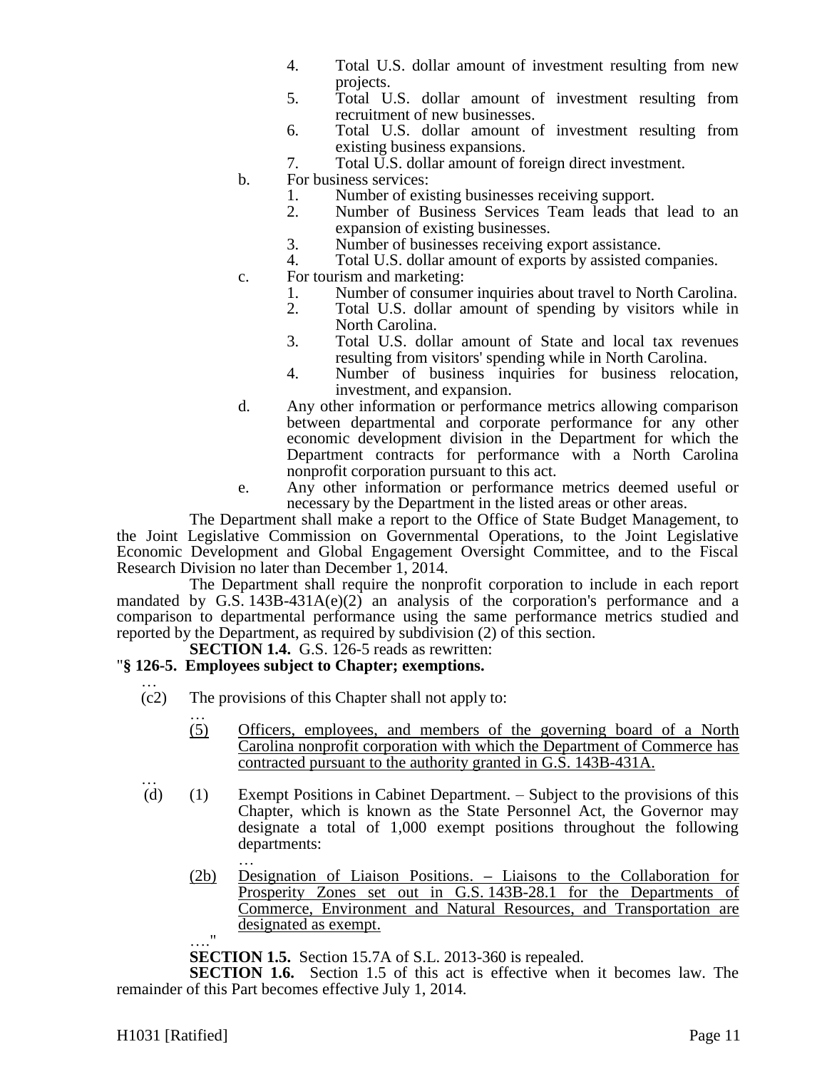4. Total U.S. dollar amount of investment resulting from new projects.
5. Total U.S. dollar amount of investment resulting from recruitment of new businesses.
6. Total U.S. dollar amount of investment resulting from existing business expansions.
7. Total U.S. dollar amount of foreign direct investment.

b. For business services:
   1. Number of existing businesses receiving support.
   2. Number of Business Services Team leads that lead to an expansion of existing businesses.
   3. Number of businesses receiving export assistance.
   4. Total U.S. dollar amount of exports by assisted companies.

c. For tourism and marketing:
   1. Number of consumer inquiries about travel to North Carolina.
   2. Total U.S. dollar amount of spending by visitors while in North Carolina.
   3. Total U.S. dollar amount of State and local tax revenues resulting from visitors' spending while in North Carolina.
   4. Number of business inquiries for business relocation, investment, and expansion.

d. Any other information or performance metrics allowing comparison between departmental and corporate performance for any other economic development division in the Department for which the Department contracts for performance with a North Carolina nonprofit corporation pursuant to this act.

e. Any other information or performance metrics deemed useful or necessary by the Department in the listed areas or other areas.

The Department shall make a report to the Office of State Budget Management, to the Joint Legislative Commission on Governmental Operations, to the Joint Legislative Economic Development and Global Engagement Oversight Committee, and to the Fiscal Research Division no later than December 1, 2014.

The Department shall require the nonprofit corporation to include in each report mandated by G.S. 143B-431A(e)(2) an analysis of the corporation's performance and a comparison to departmental performance using the same performance metrics studied and reported by the Department, as required by subdivision (2) of this section.

**SECTION 1.4.** G.S. 126-5 reads as rewritten:

"**§ 126-5. Employees subject to Chapter; exemptions.**

…

(c2) The provisions of this Chapter shall not apply to:

…

<u>(5) Officers, employees, and members of the governing board of a North Carolina nonprofit corporation with which the Department of Commerce has contracted pursuant to the authority granted in G.S. 143B-431A.</u>

…

(d) (1) Exempt Positions in Cabinet Department. – Subject to the provisions of this Chapter, which is known as the State Personnel Act, the Governor may designate a total of 1,000 exempt positions throughout the following departments:

…

<u>(2b) Designation of Liaison Positions. – Liaisons to the Collaboration for Prosperity Zones set out in G.S. 143B-28.1 for the Departments of Commerce, Environment and Natural Resources, and Transportation are designated as exempt.</u>

…."

**SECTION 1.5.** Section 15.7A of S.L. 2013-360 is repealed.

**SECTION 1.6.** Section 1.5 of this act is effective when it becomes law. The remainder of this Part becomes effective July 1, 2014.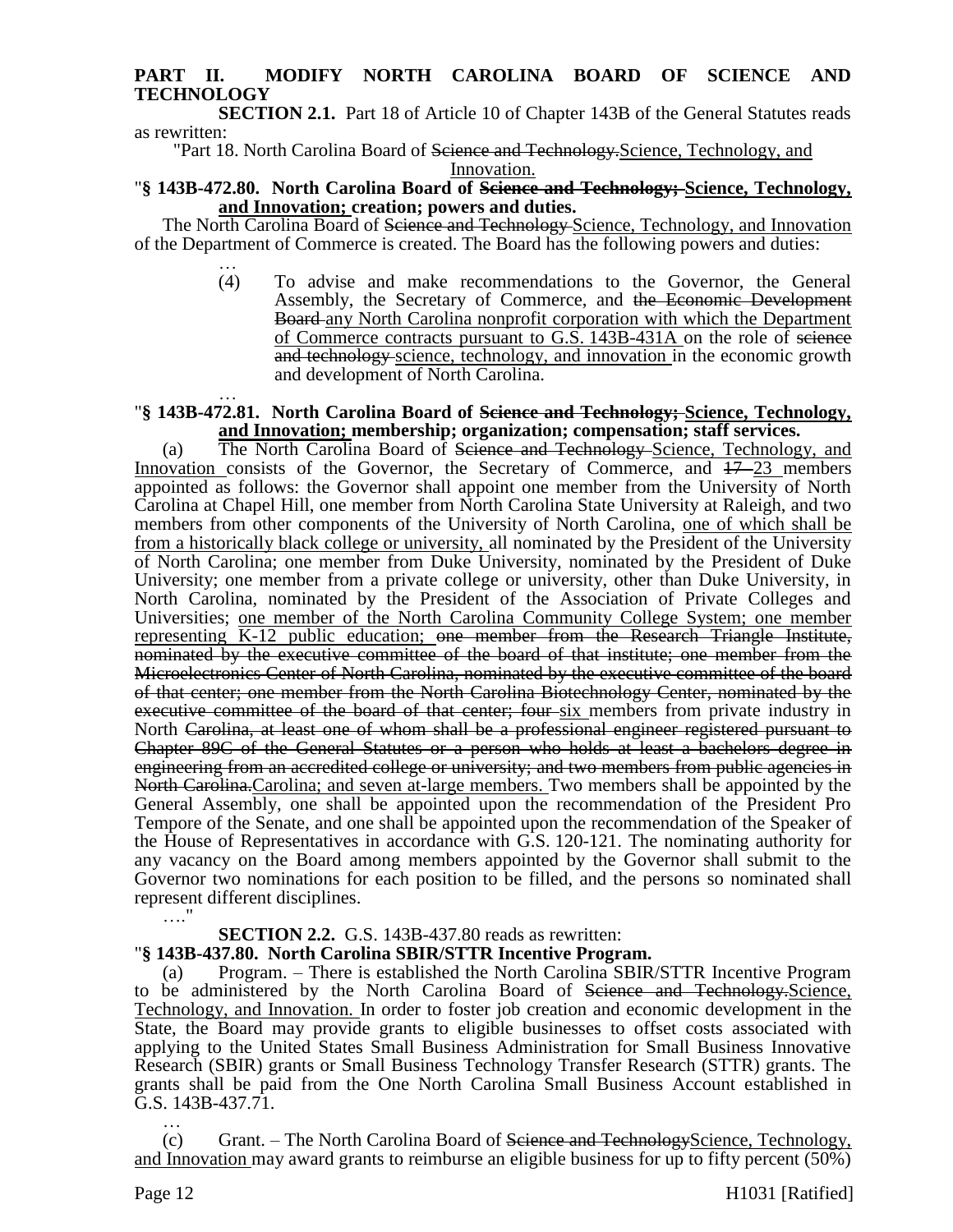**PART II. MODIFY NORTH CAROLINA BOARD OF SCIENCE AND TECHNOLOGY**

**SECTION 2.1.** Part 18 of Article 10 of Chapter 143B of the General Statutes reads as rewritten:

"Part 18. North Carolina Board of ~~Science and Technology.~~<u>Science, Technology, and Innovation.</u>

"**§ 143B-472.80. North Carolina Board of ~~Science and Technology;~~ <u>Science, Technology, and Innovation;</u> creation; powers and duties.**

The North Carolina Board of ~~Science and Technology~~ <u>Science, Technology, and Innovation</u> of the Department of Commerce is created. The Board has the following powers and duties:

…

(4) To advise and make recommendations to the Governor, the General Assembly, the Secretary of Commerce, and ~~the Economic Development Board~~ <u>any North Carolina nonprofit corporation with which the Department of Commerce contracts pursuant to G.S. 143B-431A</u> on the role of ~~science and technology~~ <u>science, technology, and innovation</u> in the economic growth and development of North Carolina.

…

"**§ 143B-472.81. North Carolina Board of ~~Science and Technology;~~ <u>Science, Technology, and Innovation;</u> membership; organization; compensation; staff services.**

(a) The North Carolina Board of ~~Science and Technology~~ <u>Science, Technology, and Innovation</u> consists of the Governor, the Secretary of Commerce, and ~~17~~ <u>23</u> members appointed as follows: the Governor shall appoint one member from the University of North Carolina at Chapel Hill, one member from North Carolina State University at Raleigh, and two members from other components of the University of North Carolina, <u>one of which shall be from a historically black college or university,</u> all nominated by the President of the University of North Carolina; one member from Duke University, nominated by the President of Duke University; one member from a private college or university, other than Duke University, in North Carolina, nominated by the President of the Association of Private Colleges and Universities; <u>one member of the North Carolina Community College System; one member representing K-12 public education;</u> ~~one member from the Research Triangle Institute, nominated by the executive committee of the board of that institute; one member from the Microelectronics Center of North Carolina, nominated by the executive committee of the board of that center; one member from the North Carolina Biotechnology Center, nominated by the executive committee of the board of that center; four~~ <u>six</u> members from private industry in North ~~Carolina, at least one of whom shall be a professional engineer registered pursuant to Chapter 89C of the General Statutes or a person who holds at least a bachelors degree in engineering from an accredited college or university; and two members from public agencies in North Carolina.~~<u>Carolina; and seven at-large members.</u> Two members shall be appointed by the General Assembly, one shall be appointed upon the recommendation of the President Pro Tempore of the Senate, and one shall be appointed upon the recommendation of the Speaker of the House of Representatives in accordance with G.S. 120-121. The nominating authority for any vacancy on the Board among members appointed by the Governor shall submit to the Governor two nominations for each position to be filled, and the persons so nominated shall represent different disciplines.

…."

**SECTION 2.2.** G.S. 143B-437.80 reads as rewritten:

"**§ 143B-437.80. North Carolina SBIR/STTR Incentive Program.**

(a) Program. – There is established the North Carolina SBIR/STTR Incentive Program to be administered by the North Carolina Board of ~~Science and Technology.~~<u>Science, Technology, and Innovation.</u> In order to foster job creation and economic development in the State, the Board may provide grants to eligible businesses to offset costs associated with applying to the United States Small Business Administration for Small Business Innovative Research (SBIR) grants or Small Business Technology Transfer Research (STTR) grants. The grants shall be paid from the One North Carolina Small Business Account established in G.S. 143B-437.71.

…

(c) Grant. – The North Carolina Board of ~~Science and Technology~~<u>Science, Technology, and Innovation</u> may award grants to reimburse an eligible business for up to fifty percent (50%)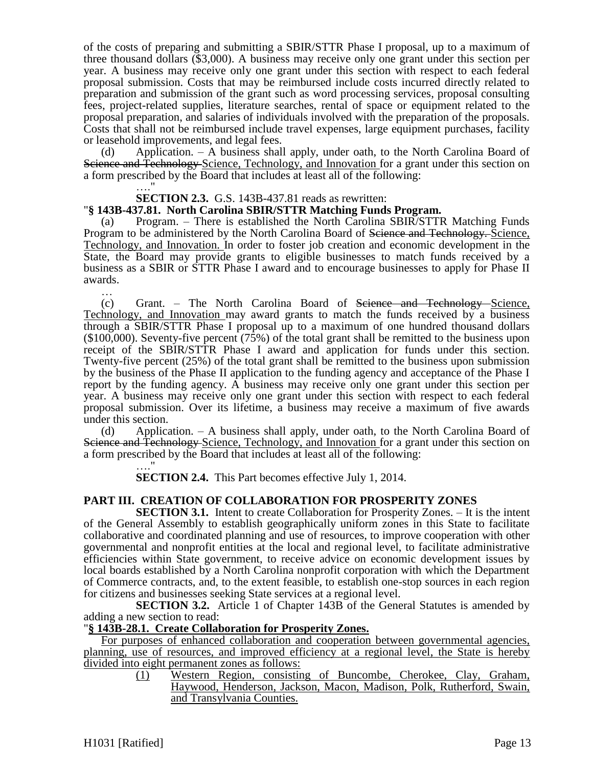of the costs of preparing and submitting a SBIR/STTR Phase I proposal, up to a maximum of three thousand dollars ($3,000). A business may receive only one grant under this section per year. A business may receive only one grant under this section with respect to each federal proposal submission. Costs that may be reimbursed include costs incurred directly related to preparation and submission of the grant such as word processing services, proposal consulting fees, project-related supplies, literature searches, rental of space or equipment related to the proposal preparation, and salaries of individuals involved with the preparation of the proposals. Costs that shall not be reimbursed include travel expenses, large equipment purchases, facility or leasehold improvements, and legal fees.

(d) Application. – A business shall apply, under oath, to the North Carolina Board of ~~Science and Technology~~ Science, Technology, and Innovation for a grant under this section on a form prescribed by the Board that includes at least all of the following:

…."

**SECTION 2.3.** G.S. 143B-437.81 reads as rewritten:

"**§ 143B-437.81. North Carolina SBIR/STTR Matching Funds Program.**

(a) Program. – There is established the North Carolina SBIR/STTR Matching Funds Program to be administered by the North Carolina Board of ~~Science and Technology.~~ Science, Technology, and Innovation. In order to foster job creation and economic development in the State, the Board may provide grants to eligible businesses to match funds received by a business as a SBIR or STTR Phase I award and to encourage businesses to apply for Phase II awards.

…

(c) Grant. – The North Carolina Board of ~~Science and Technology~~ Science, Technology, and Innovation may award grants to match the funds received by a business through a SBIR/STTR Phase I proposal up to a maximum of one hundred thousand dollars ($100,000). Seventy-five percent (75%) of the total grant shall be remitted to the business upon receipt of the SBIR/STTR Phase I award and application for funds under this section. Twenty-five percent (25%) of the total grant shall be remitted to the business upon submission by the business of the Phase II application to the funding agency and acceptance of the Phase I report by the funding agency. A business may receive only one grant under this section per year. A business may receive only one grant under this section with respect to each federal proposal submission. Over its lifetime, a business may receive a maximum of five awards under this section.

(d) Application. – A business shall apply, under oath, to the North Carolina Board of ~~Science and Technology~~ Science, Technology, and Innovation for a grant under this section on a form prescribed by the Board that includes at least all of the following:

…."

**SECTION 2.4.** This Part becomes effective July 1, 2014.

## PART III. CREATION OF COLLABORATION FOR PROSPERITY ZONES

**SECTION 3.1.** Intent to create Collaboration for Prosperity Zones. – It is the intent of the General Assembly to establish geographically uniform zones in this State to facilitate collaborative and coordinated planning and use of resources, to improve cooperation with other governmental and nonprofit entities at the local and regional level, to facilitate administrative efficiencies within State government, to receive advice on economic development issues by local boards established by a North Carolina nonprofit corporation with which the Department of Commerce contracts, and, to the extent feasible, to establish one-stop sources in each region for citizens and businesses seeking State services at a regional level.

**SECTION 3.2.** Article 1 of Chapter 143B of the General Statutes is amended by adding a new section to read:

"**§ 143B-28.1. Create Collaboration for Prosperity Zones.**

For purposes of enhanced collaboration and cooperation between governmental agencies, planning, use of resources, and improved efficiency at a regional level, the State is hereby divided into eight permanent zones as follows:

(1) Western Region, consisting of Buncombe, Cherokee, Clay, Graham, Haywood, Henderson, Jackson, Macon, Madison, Polk, Rutherford, Swain, and Transylvania Counties.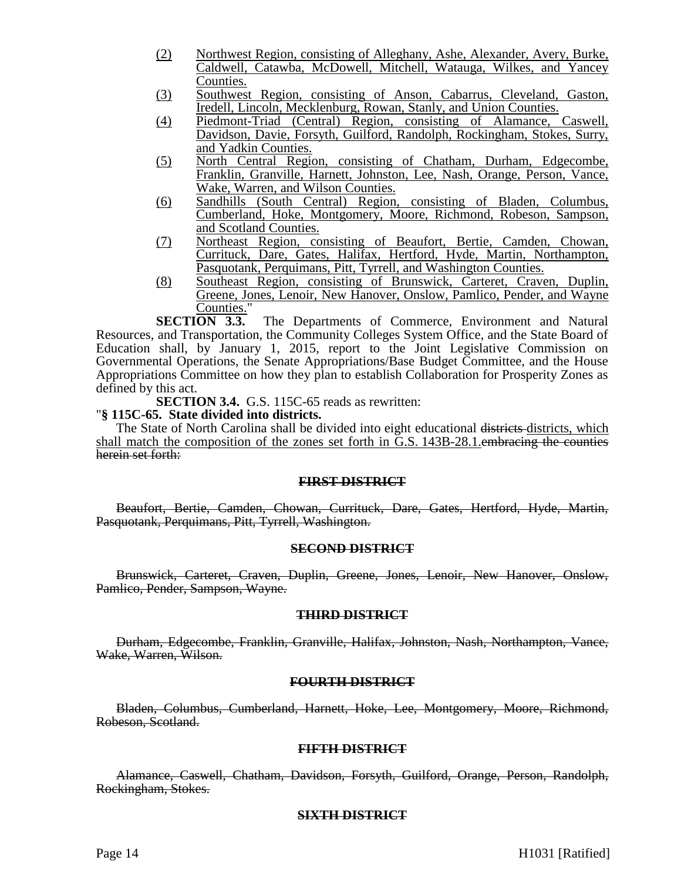(2) Northwest Region, consisting of Alleghany, Ashe, Alexander, Avery, Burke, Caldwell, Catawba, McDowell, Mitchell, Watauga, Wilkes, and Yancey Counties.

(3) Southwest Region, consisting of Anson, Cabarrus, Cleveland, Gaston, Iredell, Lincoln, Mecklenburg, Rowan, Stanly, and Union Counties.

(4) Piedmont-Triad (Central) Region, consisting of Alamance, Caswell, Davidson, Davie, Forsyth, Guilford, Randolph, Rockingham, Stokes, Surry, and Yadkin Counties.

(5) North Central Region, consisting of Chatham, Durham, Edgecombe, Franklin, Granville, Harnett, Johnston, Lee, Nash, Orange, Person, Vance, Wake, Warren, and Wilson Counties.

(6) Sandhills (South Central) Region, consisting of Bladen, Columbus, Cumberland, Hoke, Montgomery, Moore, Richmond, Robeson, Sampson, and Scotland Counties.

(7) Northeast Region, consisting of Beaufort, Bertie, Camden, Chowan, Currituck, Dare, Gates, Halifax, Hertford, Hyde, Martin, Northampton, Pasquotank, Perquimans, Pitt, Tyrrell, and Washington Counties.

(8) Southeast Region, consisting of Brunswick, Carteret, Craven, Duplin, Greene, Jones, Lenoir, New Hanover, Onslow, Pamlico, Pender, and Wayne Counties."

**SECTION 3.3.** The Departments of Commerce, Environment and Natural Resources, and Transportation, the Community Colleges System Office, and the State Board of Education shall, by January 1, 2015, report to the Joint Legislative Commission on Governmental Operations, the Senate Appropriations/Base Budget Committee, and the House Appropriations Committee on how they plan to establish Collaboration for Prosperity Zones as defined by this act.

**SECTION 3.4.** G.S. 115C-65 reads as rewritten:

"**§ 115C-65. State divided into districts.**

The State of North Carolina shall be divided into eight educational ~~districts~~ districts, which shall match the composition of the zones set forth in G.S. 143B-28.1.~~embracing the counties herein set forth:~~

~~**FIRST DISTRICT**~~

~~Beaufort, Bertie, Camden, Chowan, Currituck, Dare, Gates, Hertford, Hyde, Martin, Pasquotank, Perquimans, Pitt, Tyrrell, Washington.~~

~~**SECOND DISTRICT**~~

~~Brunswick, Carteret, Craven, Duplin, Greene, Jones, Lenoir, New Hanover, Onslow, Pamlico, Pender, Sampson, Wayne.~~

~~**THIRD DISTRICT**~~

~~Durham, Edgecombe, Franklin, Granville, Halifax, Johnston, Nash, Northampton, Vance, Wake, Warren, Wilson.~~

~~**FOURTH DISTRICT**~~

~~Bladen, Columbus, Cumberland, Harnett, Hoke, Lee, Montgomery, Moore, Richmond, Robeson, Scotland.~~

~~**FIFTH DISTRICT**~~

~~Alamance, Caswell, Chatham, Davidson, Forsyth, Guilford, Orange, Person, Randolph, Rockingham, Stokes.~~

~~**SIXTH DISTRICT**~~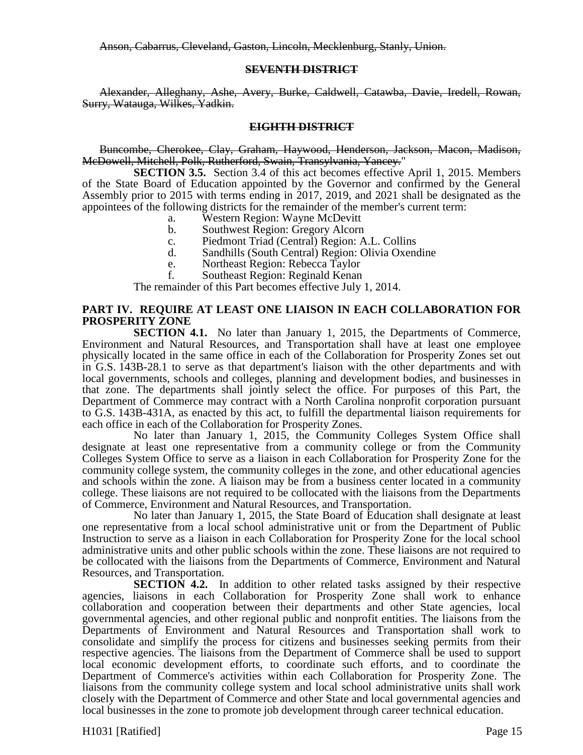~~Anson, Cabarrus, Cleveland, Gaston, Lincoln, Mecklenburg, Stanly, Union.~~

**~~SEVENTH DISTRICT~~**

~~Alexander, Alleghany, Ashe, Avery, Burke, Caldwell, Catawba, Davie, Iredell, Rowan, Surry, Watauga, Wilkes, Yadkin.~~

**~~EIGHTH DISTRICT~~**

~~Buncombe, Cherokee, Clay, Graham, Haywood, Henderson, Jackson, Macon, Madison, McDowell, Mitchell, Polk, Rutherford, Swain, Transylvania, Yancey.~~"

**SECTION 3.5.** Section 3.4 of this act becomes effective April 1, 2015. Members of the State Board of Education appointed by the Governor and confirmed by the General Assembly prior to 2015 with terms ending in 2017, 2019, and 2021 shall be designated as the appointees of the following districts for the remainder of the member's current term:

a. Western Region: Wayne McDevitt
b. Southwest Region: Gregory Alcorn
c. Piedmont Triad (Central) Region: A.L. Collins
d. Sandhills (South Central) Region: Olivia Oxendine
e. Northeast Region: Rebecca Taylor
f. Southeast Region: Reginald Kenan

The remainder of this Part becomes effective July 1, 2014.

## PART IV. REQUIRE AT LEAST ONE LIAISON IN EACH COLLABORATION FOR PROSPERITY ZONE

**SECTION 4.1.** No later than January 1, 2015, the Departments of Commerce, Environment and Natural Resources, and Transportation shall have at least one employee physically located in the same office in each of the Collaboration for Prosperity Zones set out in G.S. 143B-28.1 to serve as that department's liaison with the other departments and with local governments, schools and colleges, planning and development bodies, and businesses in that zone. The departments shall jointly select the office. For purposes of this Part, the Department of Commerce may contract with a North Carolina nonprofit corporation pursuant to G.S. 143B-431A, as enacted by this act, to fulfill the departmental liaison requirements for each office in each of the Collaboration for Prosperity Zones.

No later than January 1, 2015, the Community Colleges System Office shall designate at least one representative from a community college or from the Community Colleges System Office to serve as a liaison in each Collaboration for Prosperity Zone for the community college system, the community colleges in the zone, and other educational agencies and schools within the zone. A liaison may be from a business center located in a community college. These liaisons are not required to be collocated with the liaisons from the Departments of Commerce, Environment and Natural Resources, and Transportation.

No later than January 1, 2015, the State Board of Education shall designate at least one representative from a local school administrative unit or from the Department of Public Instruction to serve as a liaison in each Collaboration for Prosperity Zone for the local school administrative units and other public schools within the zone. These liaisons are not required to be collocated with the liaisons from the Departments of Commerce, Environment and Natural Resources, and Transportation.

**SECTION 4.2.** In addition to other related tasks assigned by their respective agencies, liaisons in each Collaboration for Prosperity Zone shall work to enhance collaboration and cooperation between their departments and other State agencies, local governmental agencies, and other regional public and nonprofit entities. The liaisons from the Departments of Environment and Natural Resources and Transportation shall work to consolidate and simplify the process for citizens and businesses seeking permits from their respective agencies. The liaisons from the Department of Commerce shall be used to support local economic development efforts, to coordinate such efforts, and to coordinate the Department of Commerce's activities within each Collaboration for Prosperity Zone. The liaisons from the community college system and local school administrative units shall work closely with the Department of Commerce and other State and local governmental agencies and local businesses in the zone to promote job development through career technical education.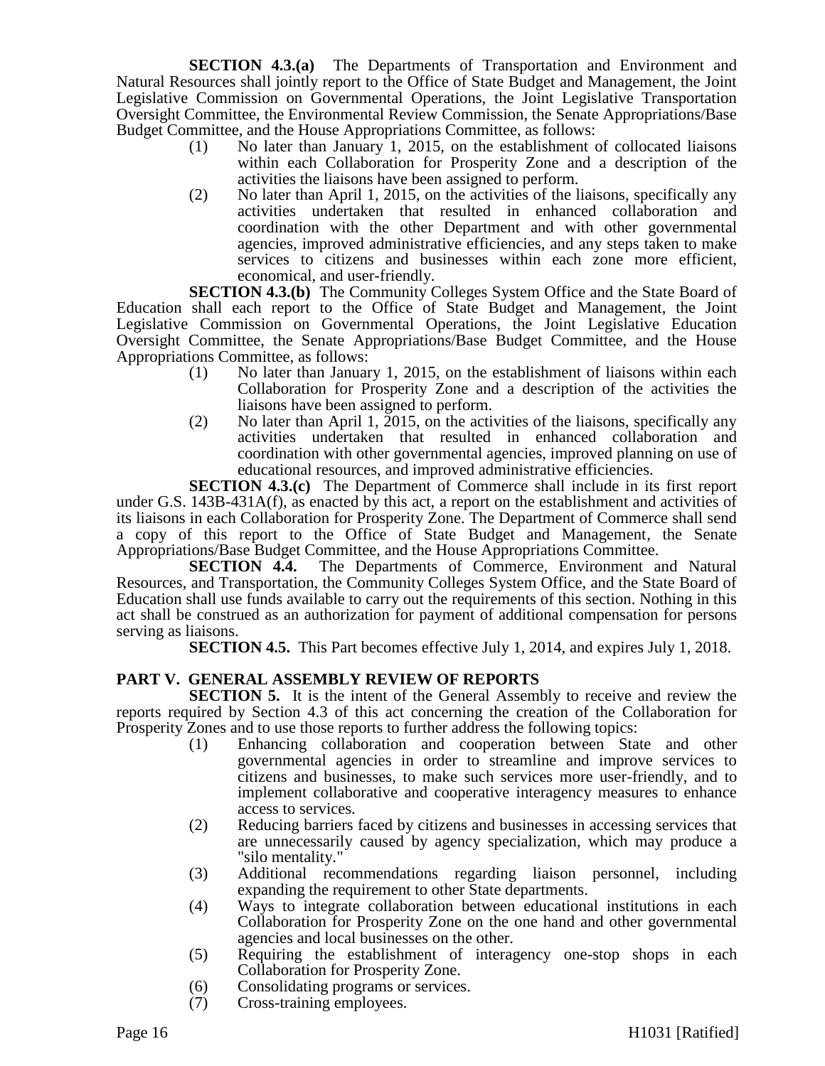**SECTION 4.3.(a)** The Departments of Transportation and Environment and Natural Resources shall jointly report to the Office of State Budget and Management, the Joint Legislative Commission on Governmental Operations, the Joint Legislative Transportation Oversight Committee, the Environmental Review Commission, the Senate Appropriations/Base Budget Committee, and the House Appropriations Committee, as follows:

(1) No later than January 1, 2015, on the establishment of collocated liaisons within each Collaboration for Prosperity Zone and a description of the activities the liaisons have been assigned to perform.

(2) No later than April 1, 2015, on the activities of the liaisons, specifically any activities undertaken that resulted in enhanced collaboration and coordination with the other Department and with other governmental agencies, improved administrative efficiencies, and any steps taken to make services to citizens and businesses within each zone more efficient, economical, and user-friendly.

**SECTION 4.3.(b)** The Community Colleges System Office and the State Board of Education shall each report to the Office of State Budget and Management, the Joint Legislative Commission on Governmental Operations, the Joint Legislative Education Oversight Committee, the Senate Appropriations/Base Budget Committee, and the House Appropriations Committee, as follows:

(1) No later than January 1, 2015, on the establishment of liaisons within each Collaboration for Prosperity Zone and a description of the activities the liaisons have been assigned to perform.

(2) No later than April 1, 2015, on the activities of the liaisons, specifically any activities undertaken that resulted in enhanced collaboration and coordination with other governmental agencies, improved planning on use of educational resources, and improved administrative efficiencies.

**SECTION 4.3.(c)** The Department of Commerce shall include in its first report under G.S. 143B-431A(f), as enacted by this act, a report on the establishment and activities of its liaisons in each Collaboration for Prosperity Zone. The Department of Commerce shall send a copy of this report to the Office of State Budget and Management, the Senate Appropriations/Base Budget Committee, and the House Appropriations Committee.

**SECTION 4.4.** The Departments of Commerce, Environment and Natural Resources, and Transportation, the Community Colleges System Office, and the State Board of Education shall use funds available to carry out the requirements of this section. Nothing in this act shall be construed as an authorization for payment of additional compensation for persons serving as liaisons.

**SECTION 4.5.** This Part becomes effective July 1, 2014, and expires July 1, 2018.

## PART V. GENERAL ASSEMBLY REVIEW OF REPORTS

**SECTION 5.** It is the intent of the General Assembly to receive and review the reports required by Section 4.3 of this act concerning the creation of the Collaboration for Prosperity Zones and to use those reports to further address the following topics:

(1) Enhancing collaboration and cooperation between State and other governmental agencies in order to streamline and improve services to citizens and businesses, to make such services more user-friendly, and to implement collaborative and cooperative interagency measures to enhance access to services.

(2) Reducing barriers faced by citizens and businesses in accessing services that are unnecessarily caused by agency specialization, which may produce a "silo mentality."

(3) Additional recommendations regarding liaison personnel, including expanding the requirement to other State departments.

(4) Ways to integrate collaboration between educational institutions in each Collaboration for Prosperity Zone on the one hand and other governmental agencies and local businesses on the other.

(5) Requiring the establishment of interagency one-stop shops in each Collaboration for Prosperity Zone.

(6) Consolidating programs or services.

(7) Cross-training employees.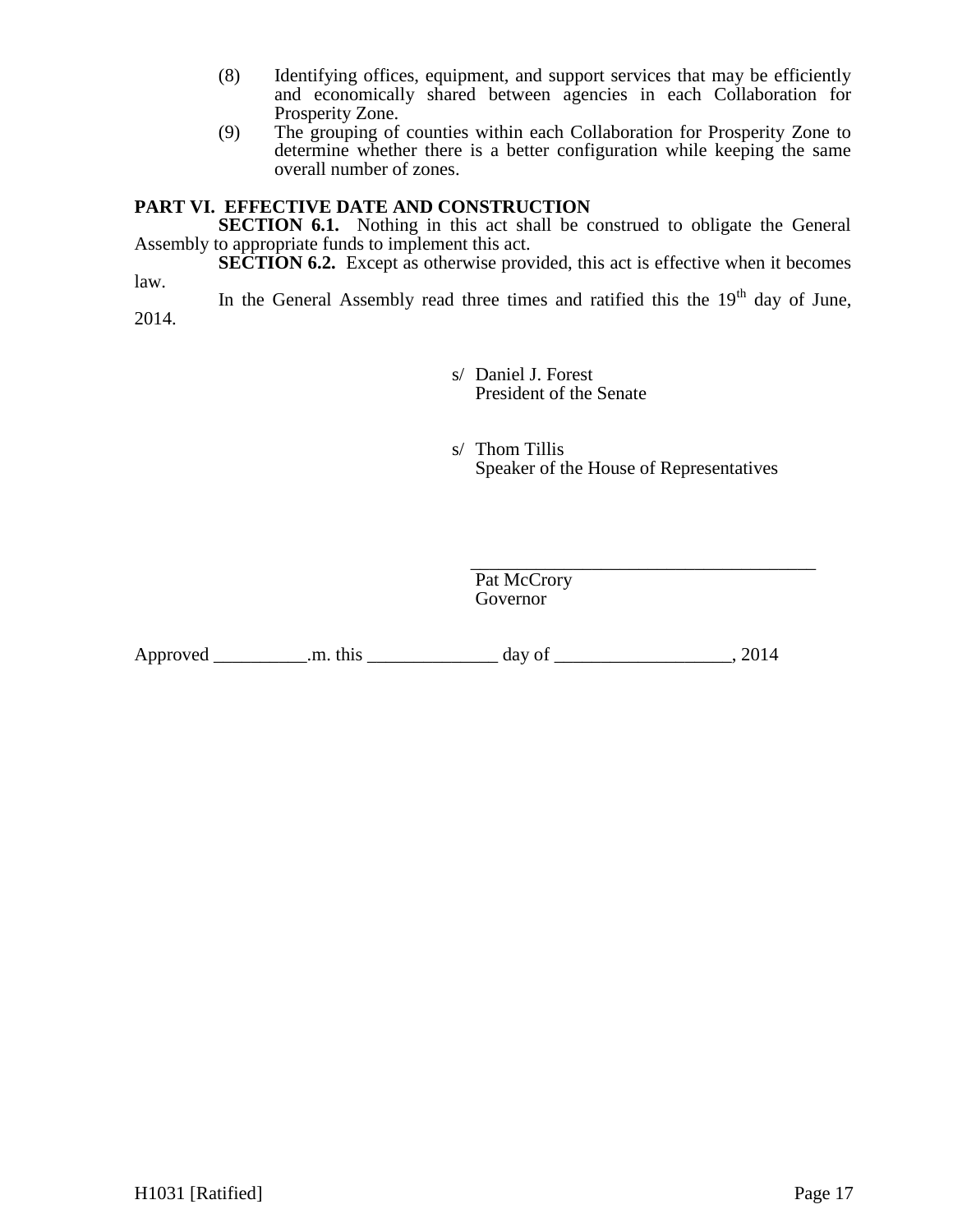(8) Identifying offices, equipment, and support services that may be efficiently and economically shared between agencies in each Collaboration for Prosperity Zone.

(9) The grouping of counties within each Collaboration for Prosperity Zone to determine whether there is a better configuration while keeping the same overall number of zones.

## PART VI. EFFECTIVE DATE AND CONSTRUCTION

**SECTION 6.1.** Nothing in this act shall be construed to obligate the General Assembly to appropriate funds to implement this act.

**SECTION 6.2.** Except as otherwise provided, this act is effective when it becomes law.

In the General Assembly read three times and ratified this the 19th day of June, 2014.

s/ Daniel J. Forest
President of the Senate

s/ Thom Tillis
Speaker of the House of Representatives

_____________________________________
Pat McCrory
Governor

Approved __________.m. this ______________ day of ___________________, 2014